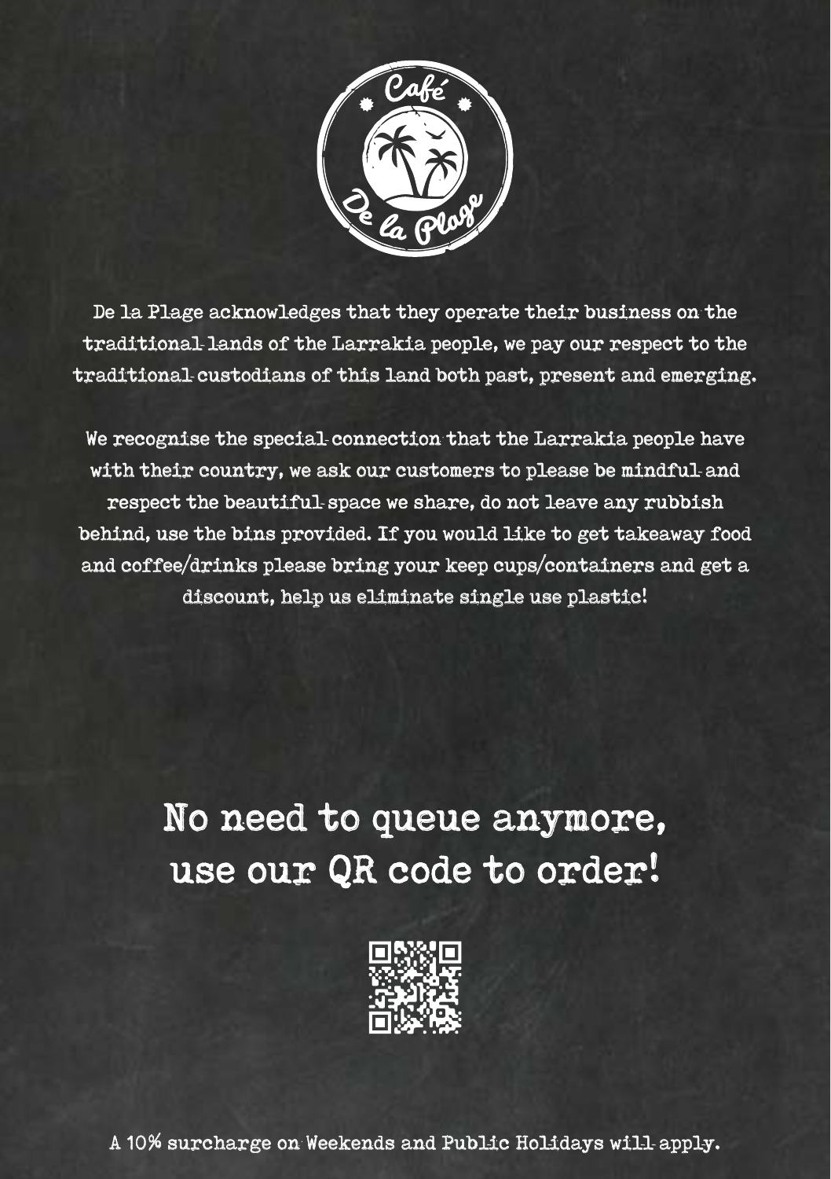Café De la Plage

De la Plage acknowledges that they operate their business on the traditional lands of the Larrakia people, we pay our respect to the traditional custodians of this land both past, present and emerging.

We recognise the special connection that the Larrakia people have with their country, we ask our customers to please be mindful and respect the beautiful space we share, do not leave any rubbish behind, use the bins provided. If you would like to get takeaway food and coffee/drinks please bring your keep cups/containers and get a discount, help us eliminate single use plastic!

## No need to queue anymore, use our QR code to order!

A 10% surcharge on Weekends and Public Holidays will apply.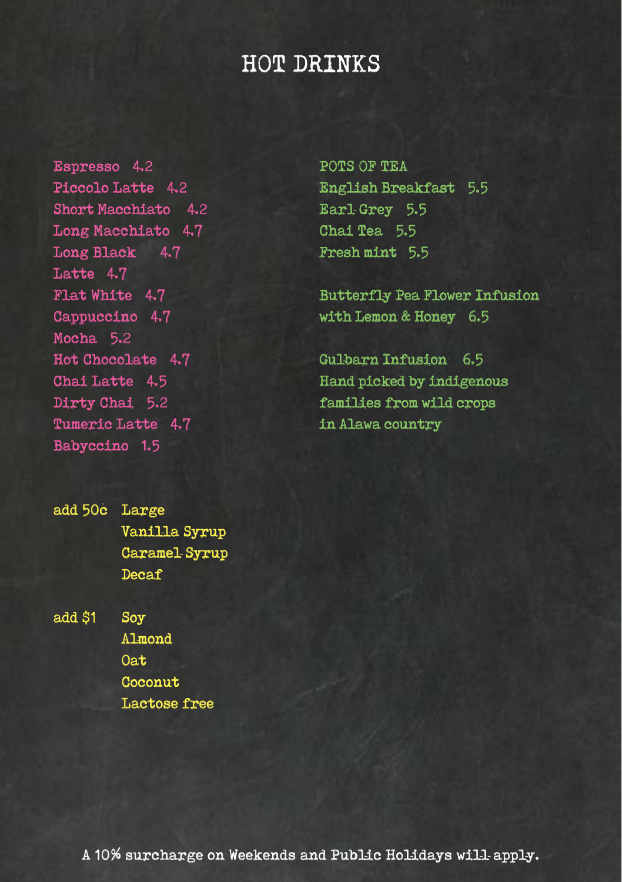# HOT DRINKS

Espresso 4.2
Piccolo Latte 4.2
Short Macchiato 4.2
Long Macchiato 4.7
Long Black 4.7
Latte 4.7
Flat White 4.7
Cappuccino 4.7
Mocha 5.2
Hot Chocolate 4.7
Chai Latte 4.5
Dirty Chai 5.2
Tumeric Latte 4.7
Babyccino 1.5

add 50c
- Large
- Vanilla Syrup
- Caramel Syrup
- Decaf

add $1
- Soy
- Almond
- Oat
- Coconut
- Lactose free

POTS OF TEA
English Breakfast 5.5
Earl Grey 5.5
Chai Tea 5.5
Fresh mint 5.5

Butterfly Pea Flower Infusion with Lemon & Honey 6.5

Gulbarn Infusion 6.5
Hand picked by indigenous families from wild crops in Alawa country

A 10% surcharge on Weekends and Public Holidays will apply.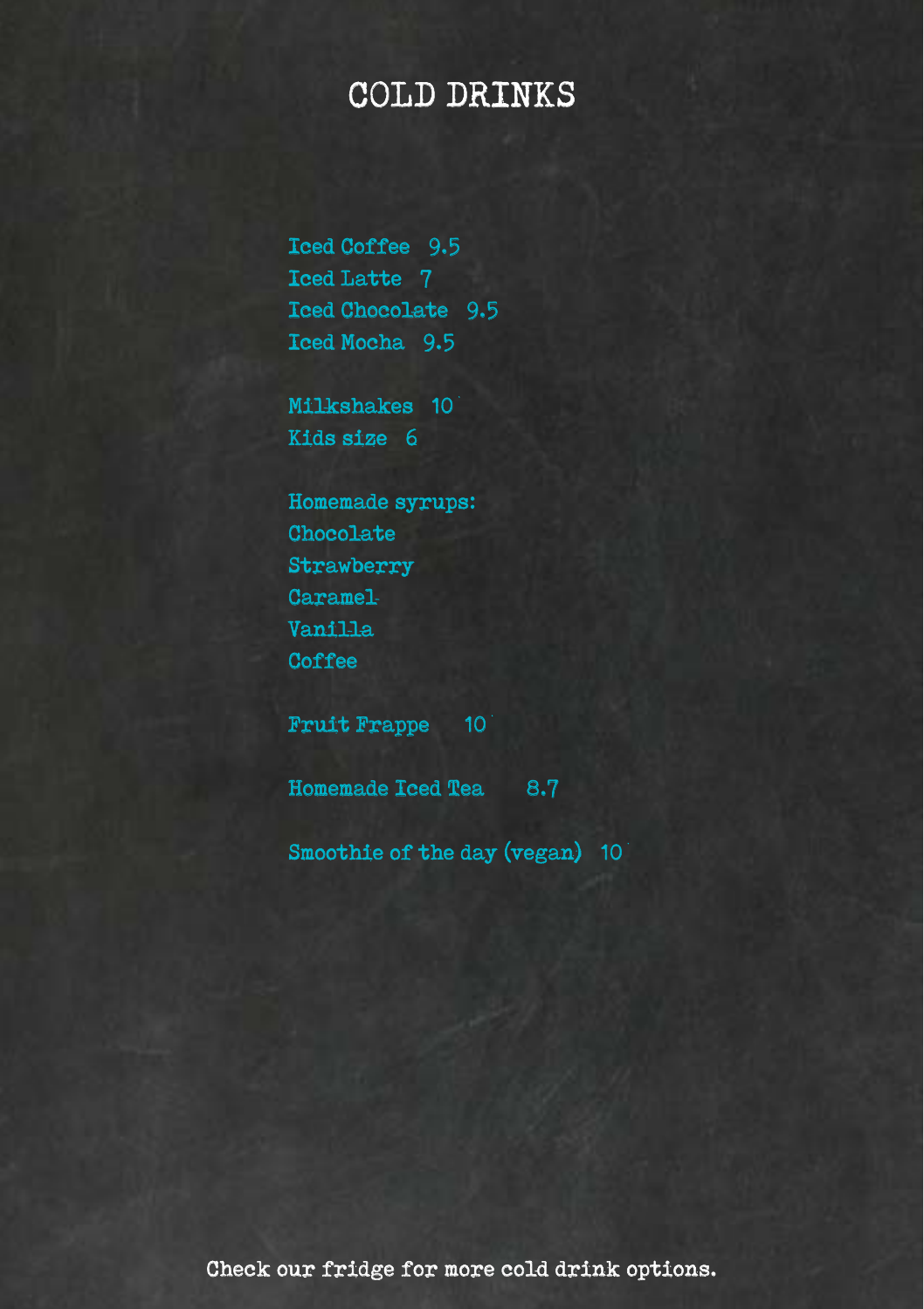# COLD DRINKS

Iced Coffee 9.5
Iced Latte 7
Iced Chocolate 9.5
Iced Mocha 9.5

Milkshakes 10
Kids size 6

Homemade syrups:
Chocolate
Strawberry
Caramel
Vanilla
Coffee

Fruit Frappe 10

Homemade Iced Tea 8.7

Smoothie of the day (vegan) 10

Check our fridge for more cold drink options.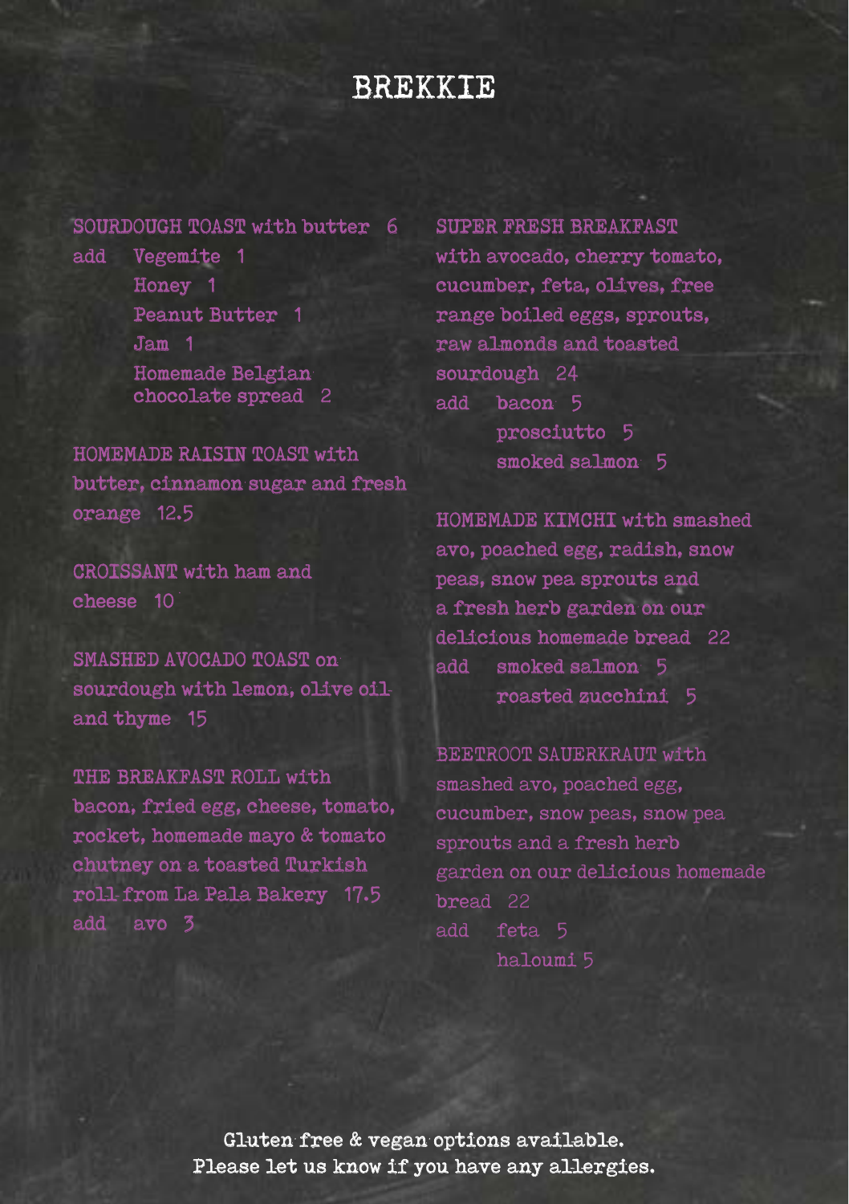# BREKKIE

**SOURDOUGH TOAST** with butter 6
add
- Vegemite 1
- Honey 1
- Peanut Butter 1
- Jam 1
- Homemade Belgian chocolate spread 2

**HOMEMADE RAISIN TOAST** with butter, cinnamon sugar and fresh orange 12.5

**CROISSANT** with ham and cheese 10

**SMASHED AVOCADO TOAST** on sourdough with lemon, olive oil and thyme 15

**THE BREAKFAST ROLL** with bacon, fried egg, cheese, tomato, rocket, homemade mayo & tomato chutney on a toasted Turkish roll from La Pala Bakery 17.5
add avo 3

**SUPER FRESH BREAKFAST** with avocado, cherry tomato, cucumber, feta, olives, free range boiled eggs, sprouts, raw almonds and toasted sourdough 24
add
- bacon 5
- prosciutto 5
- smoked salmon 5

**HOMEMADE KIMCHI** with smashed avo, poached egg, radish, snow peas, snow pea sprouts and a fresh herb garden on our delicious homemade bread 22
add
- smoked salmon 5
- roasted zucchini 5

**BEETROOT SAUERKRAUT** with smashed avo, poached egg, cucumber, snow peas, snow pea sprouts and a fresh herb garden on our delicious homemade bread 22
add
- feta 5
- haloumi 5

Gluten free & vegan options available.
Please let us know if you have any allergies.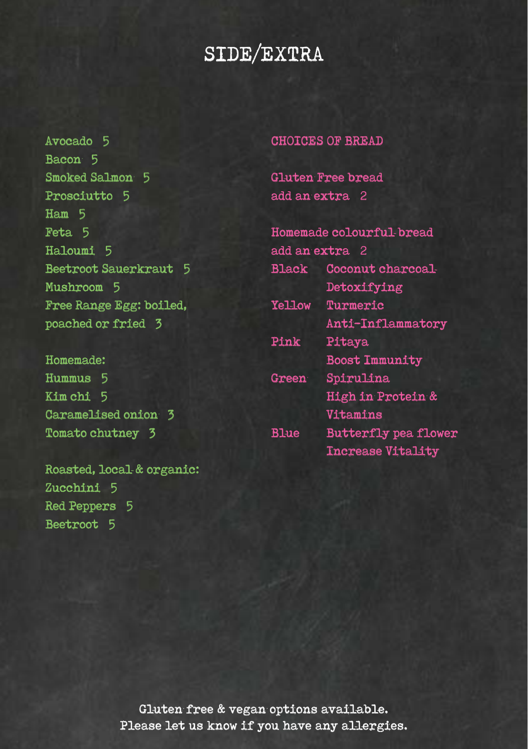# SIDE/EXTRA

Avocado 5
Bacon 5
Smoked Salmon 5
Prosciutto 5
Ham 5
Feta 5
Haloumi 5
Beetroot Sauerkraut 5
Mushroom 5
Free Range Egg: boiled, poached or fried 3

Homemade:
Hummus 5
Kim chi 5
Caramelised onion 3
Tomato chutney 3

Roasted, local & organic:
Zucchini 5
Red Peppers 5
Beetroot 5

## CHOICES OF BREAD

Gluten Free bread
add an extra 2

Homemade colourful bread
add an extra 2

| | |
|---|---|
| Black | Coconut charcoal<br>Detoxifying |
| Yellow | Turmeric<br>Anti-Inflammatory |
| Pink | Pitaya<br>Boost Immunity |
| Green | Spirulina<br>High in Protein & Vitamins |
| Blue | Butterfly pea flower<br>Increase Vitality |

Gluten free & vegan options available.
Please let us know if you have any allergies.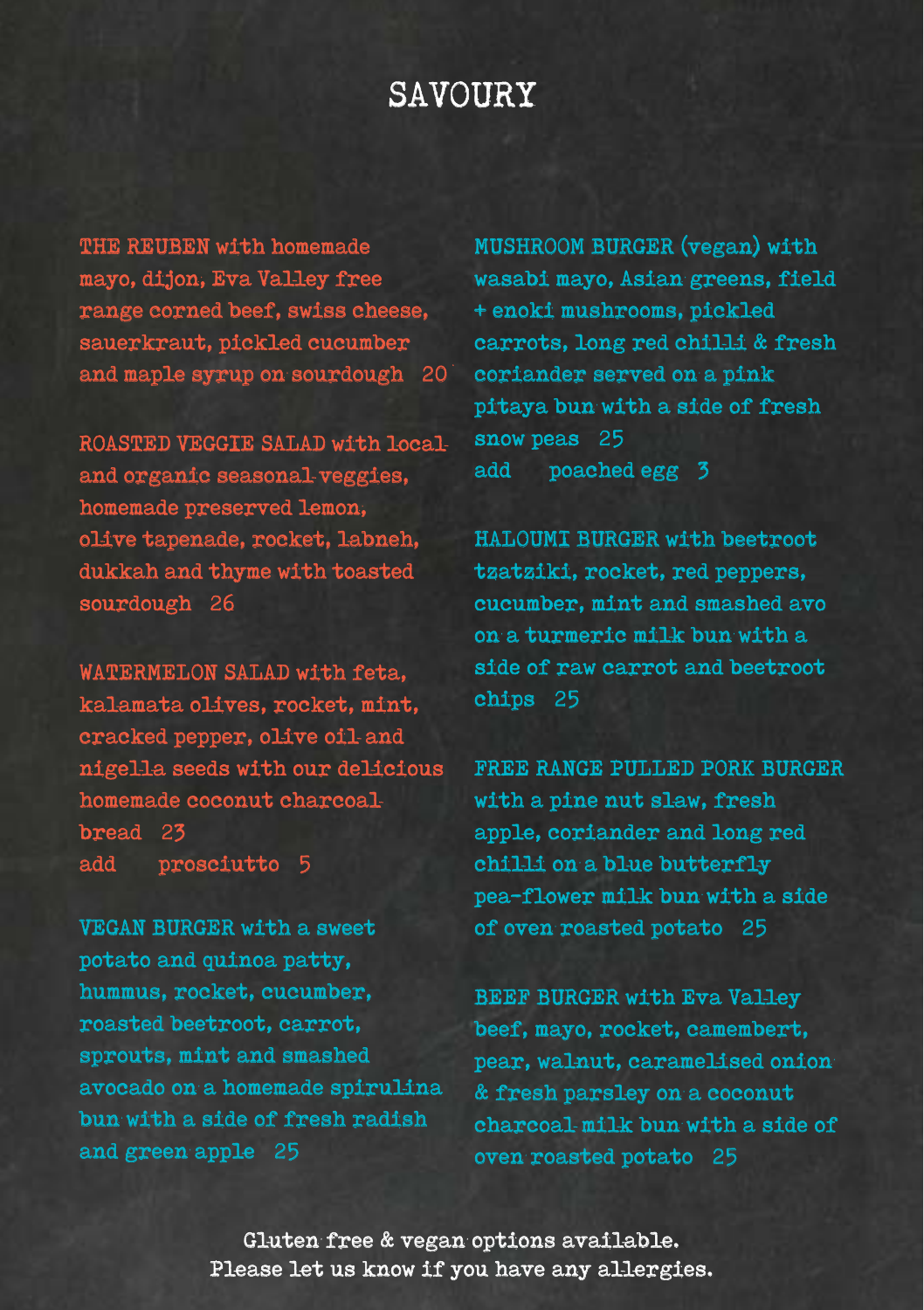# SAVOURY

**THE REUBEN** with homemade mayo, dijon, Eva Valley free range corned beef, swiss cheese, sauerkraut, pickled cucumber and maple syrup on sourdough 20

**ROASTED VEGGIE SALAD** with local and organic seasonal veggies, homemade preserved lemon, olive tapenade, rocket, labneh, dukkah and thyme with toasted sourdough 26

**WATERMELON SALAD** with feta, kalamata olives, rocket, mint, cracked pepper, olive oil and nigella seeds with our delicious homemade coconut charcoal bread 23

add prosciutto 5

**VEGAN BURGER** with a sweet potato and quinoa patty, hummus, rocket, cucumber, roasted beetroot, carrot, sprouts, mint and smashed avocado on a homemade spirulina bun with a side of fresh radish and green apple 25

**MUSHROOM BURGER** (vegan) with wasabi mayo, Asian greens, field + enoki mushrooms, pickled carrots, long red chilli & fresh coriander served on a pink pitaya bun with a side of fresh snow peas 25

add poached egg 3

**HALOUMI BURGER** with beetroot tzatziki, rocket, red peppers, cucumber, mint and smashed avo on a turmeric milk bun with a side of raw carrot and beetroot chips 25

**FREE RANGE PULLED PORK BURGER** with a pine nut slaw, fresh apple, coriander and long red chilli on a blue butterfly pea-flower milk bun with a side of oven roasted potato 25

**BEEF BURGER** with Eva Valley beef, mayo, rocket, camembert, pear, walnut, caramelised onion & fresh parsley on a coconut charcoal milk bun with a side of oven roasted potato 25

Gluten free & vegan options available.
Please let us know if you have any allergies.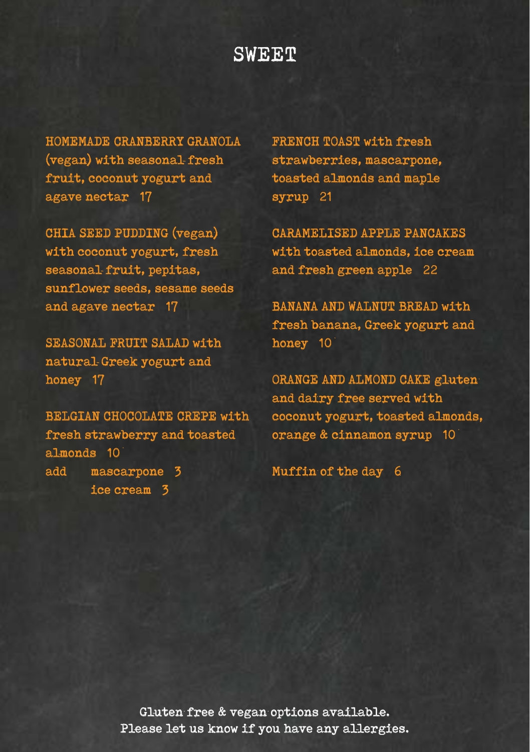# SWEET

HOMEMADE CRANBERRY GRANOLA (vegan) with seasonal fresh fruit, coconut yogurt and agave nectar 17

CHIA SEED PUDDING (vegan) with coconut yogurt, fresh seasonal fruit, pepitas, sunflower seeds, sesame seeds and agave nectar 17

SEASONAL FRUIT SALAD with natural Greek yogurt and honey 17

BELGIAN CHOCOLATE CREPE with fresh strawberry and toasted almonds 10
add mascarpone 3
ice cream 3

FRENCH TOAST with fresh strawberries, mascarpone, toasted almonds and maple syrup 21

CARAMELISED APPLE PANCAKES with toasted almonds, ice cream and fresh green apple 22

BANANA AND WALNUT BREAD with fresh banana, Greek yogurt and honey 10

ORANGE AND ALMOND CAKE gluten and dairy free served with coconut yogurt, toasted almonds, orange & cinnamon syrup 10

Muffin of the day 6

Gluten free & vegan options available.
Please let us know if you have any allergies.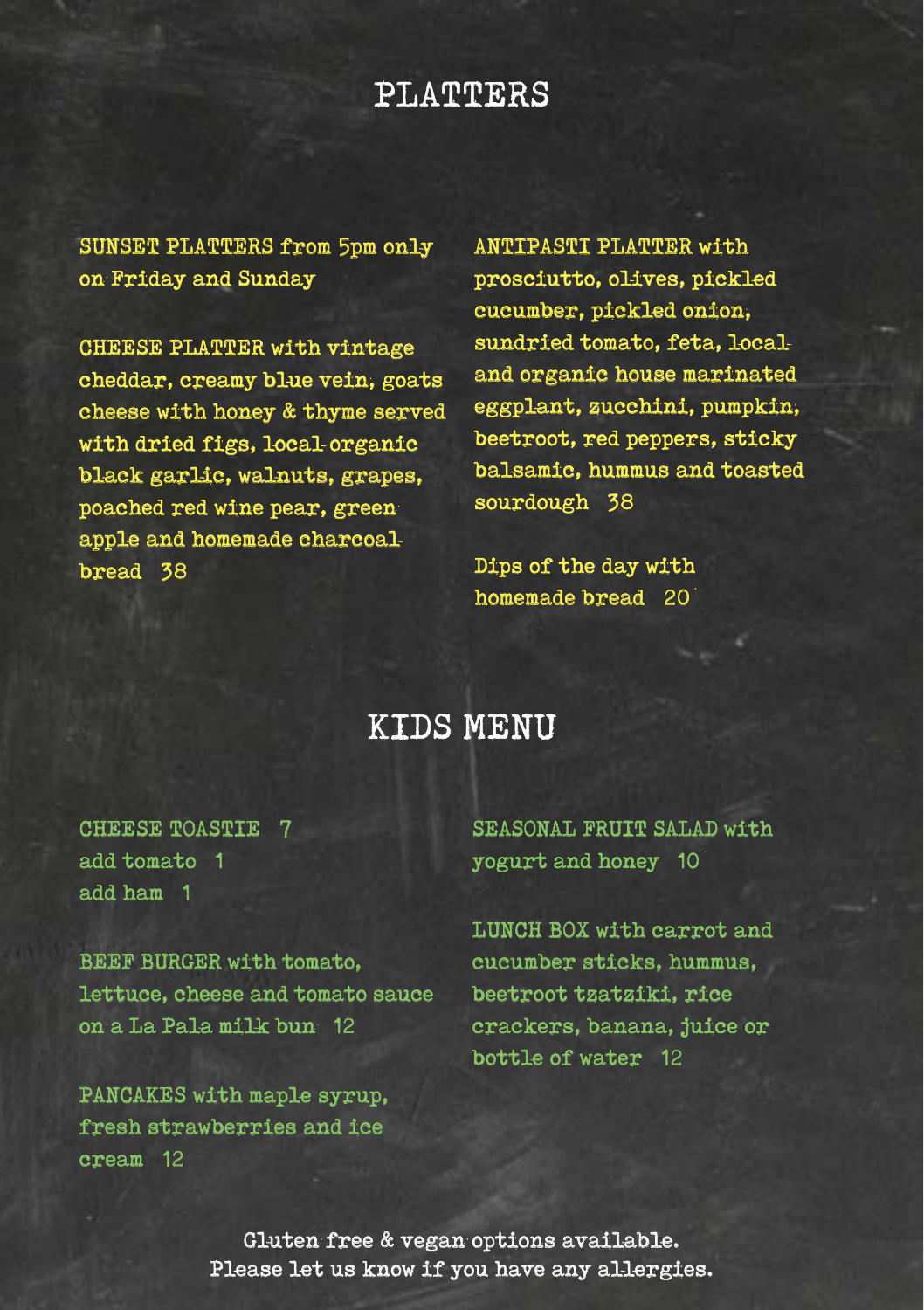# PLATTERS

SUNSET PLATTERS from 5pm only on Friday and Sunday

CHEESE PLATTER with vintage cheddar, creamy blue vein, goats cheese with honey & thyme served with dried figs, local organic black garlic, walnuts, grapes, poached red wine pear, green apple and homemade charcoal bread 38

ANTIPASTI PLATTER with prosciutto, olives, pickled cucumber, pickled onion, sundried tomato, feta, local and organic house marinated eggplant, zucchini, pumpkin, beetroot, red peppers, sticky balsamic, hummus and toasted sourdough 38

Dips of the day with homemade bread 20

# KIDS MENU

CHEESE TOASTIE 7
add tomato 1
add ham 1

BEEF BURGER with tomato, lettuce, cheese and tomato sauce on a La Pala milk bun 12

PANCAKES with maple syrup, fresh strawberries and ice cream 12

SEASONAL FRUIT SALAD with yogurt and honey 10

LUNCH BOX with carrot and cucumber sticks, hummus, beetroot tzatziki, rice crackers, banana, juice or bottle of water 12

Gluten free & vegan options available.
Please let us know if you have any allergies.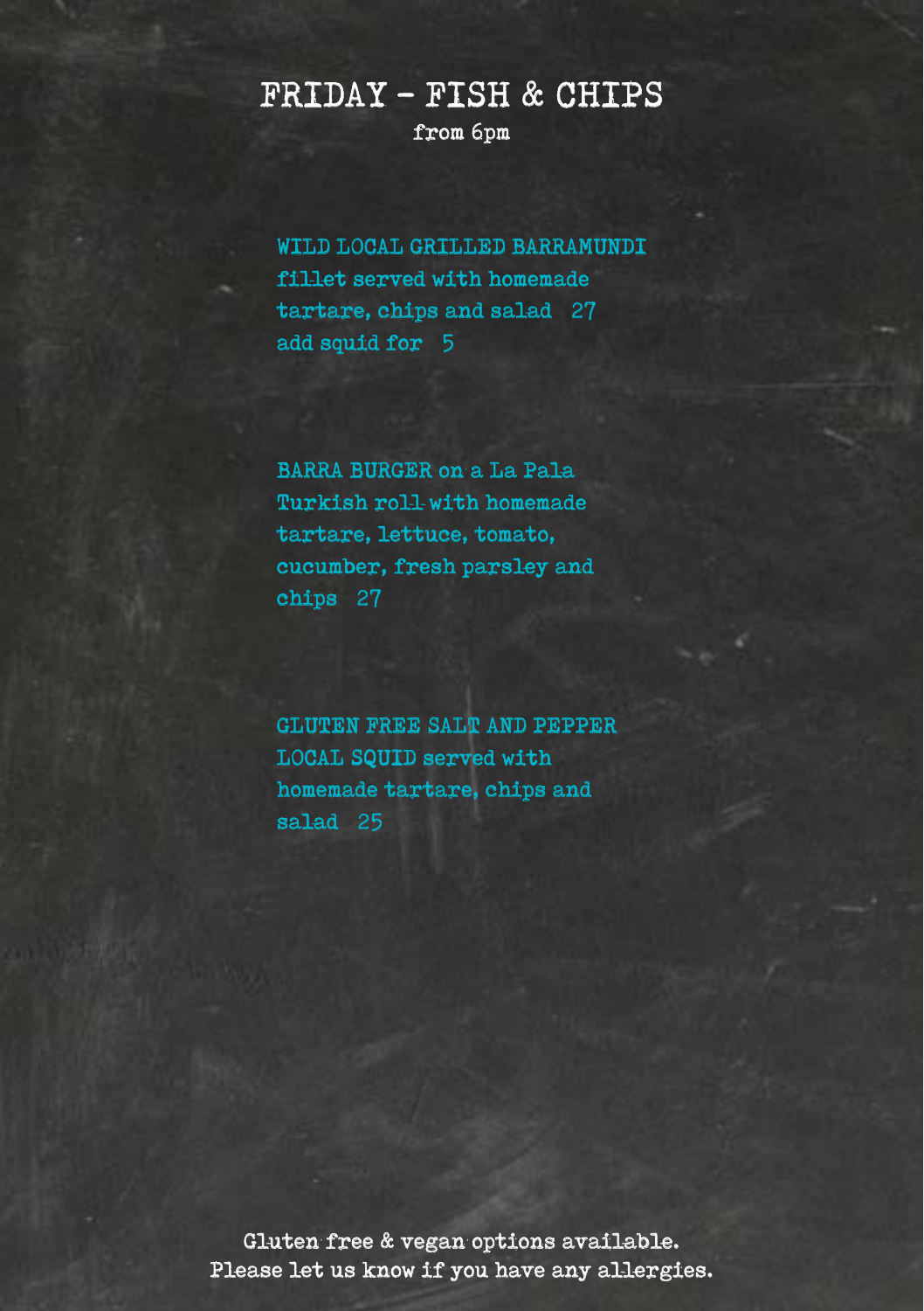# FRIDAY - FISH & CHIPS

from 6pm

WILD LOCAL GRILLED BARRAMUNDI fillet served with homemade tartare, chips and salad 27
add squid for 5

BARRA BURGER on a La Pala Turkish roll with homemade tartare, lettuce, tomato, cucumber, fresh parsley and chips 27

GLUTEN FREE SALT AND PEPPER LOCAL SQUID served with homemade tartare, chips and salad 25

Gluten free & vegan options available.
Please let us know if you have any allergies.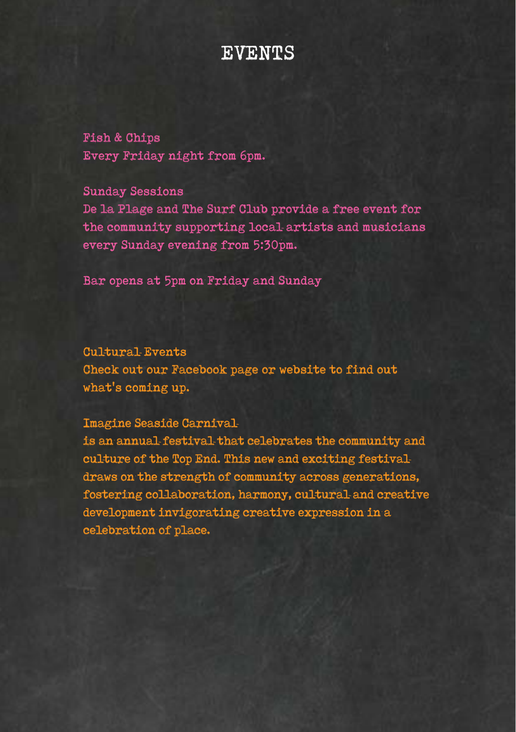# EVENTS

Fish & Chips
Every Friday night from 6pm.

Sunday Sessions
De la Plage and The Surf Club provide a free event for the community supporting local artists and musicians every Sunday evening from 5:30pm.

Bar opens at 5pm on Friday and Sunday

Cultural Events
Check out our Facebook page or website to find out what's coming up.

Imagine Seaside Carnival
is an annual festival that celebrates the community and culture of the Top End. This new and exciting festival draws on the strength of community across generations, fostering collaboration, harmony, cultural and creative development invigorating creative expression in a celebration of place.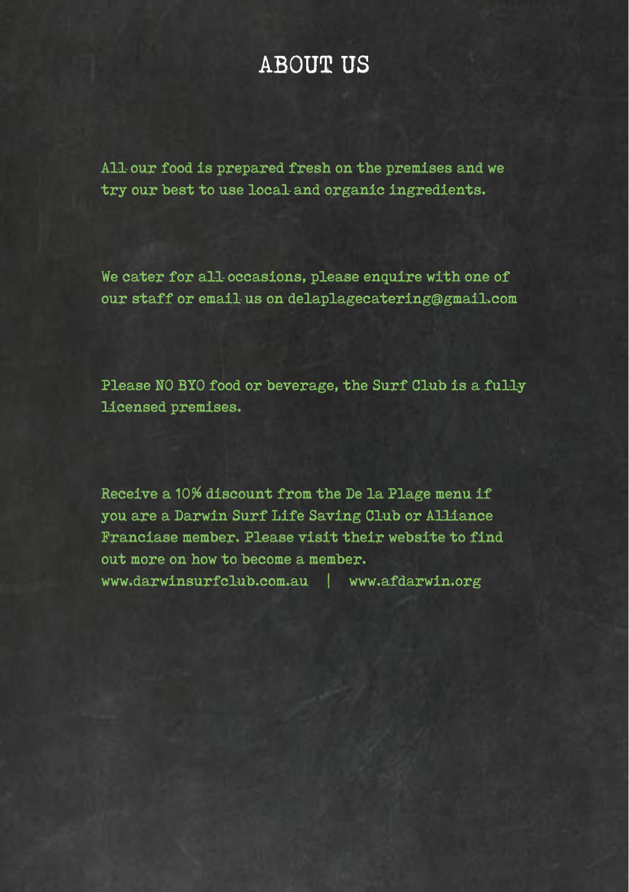# ABOUT US

All our food is prepared fresh on the premises and we try our best to use local and organic ingredients.

We cater for all occasions, please enquire with one of our staff or email us on delaplagecatering@gmail.com

Please NO BYO food or beverage, the Surf Club is a fully licensed premises.

Receive a 10% discount from the De la Plage menu if you are a Darwin Surf Life Saving Club or Alliance Franciase member. Please visit their website to find out more on how to become a member.
www.darwinsurfclub.com.au | www.afdarwin.org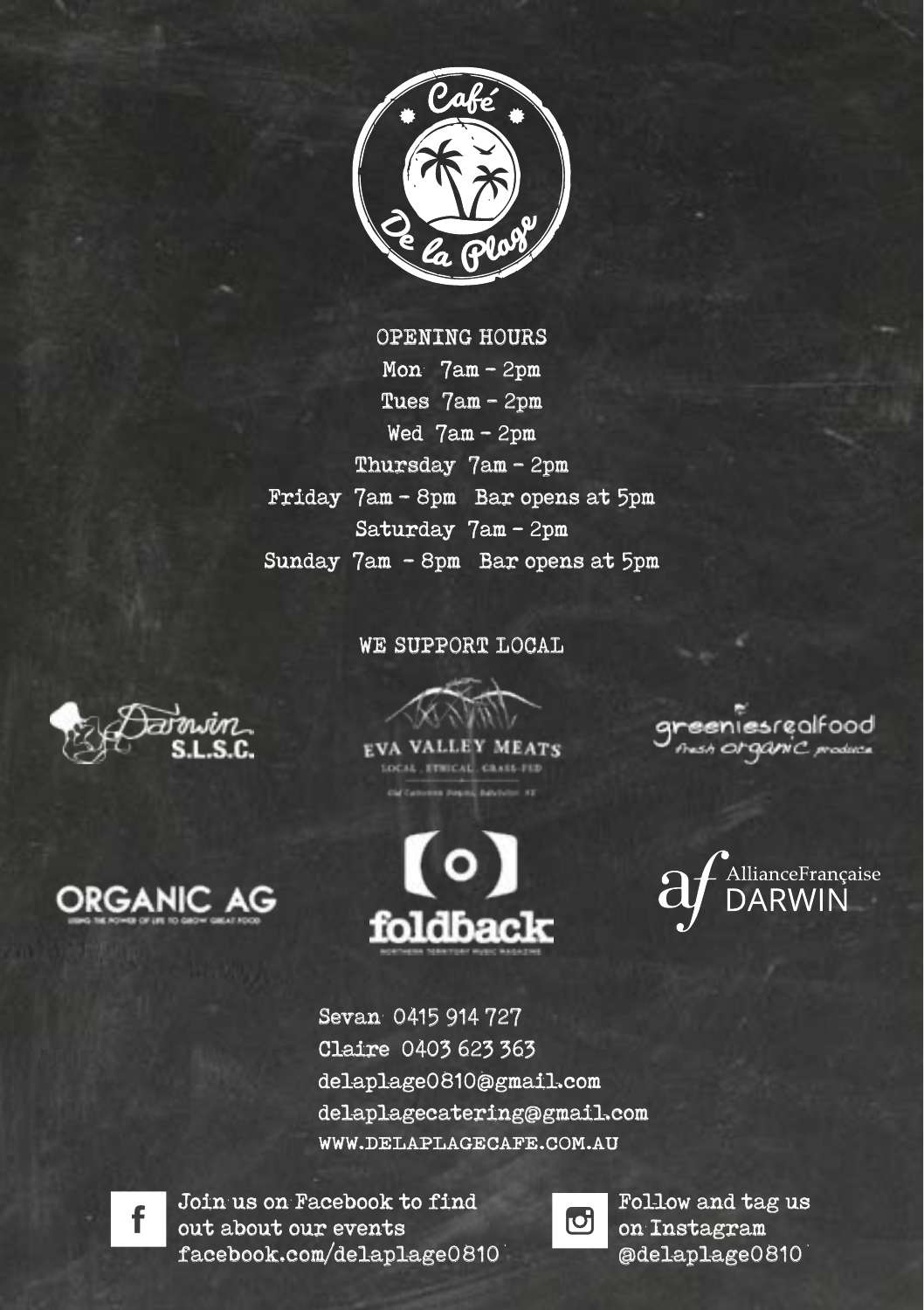Café De la Plage

OPENING HOURS

Mon 7am - 2pm
Tues 7am - 2pm
Wed 7am - 2pm
Thursday 7am - 2pm
Friday 7am - 8pm Bar opens at 5pm
Saturday 7am - 2pm
Sunday 7am - 8pm Bar opens at 5pm

WE SUPPORT LOCAL

Darwin S.L.S.C.

EVA VALLEY MEATS
LOCAL . ETHICAL . GRASS-FED

greeniesrealfood
fresh organic produce

ORGANIC AG
USING THE POWER OF LIFE TO GROW GREAT FOOD

foldback
NORTHERN TERRITORY MUSIC MAGAZINE

AllianceFrançaise DARWIN

Sevan 0415 914 727
Claire 0403 623 363
delaplage0810@gmail.com
delaplagecatering@gmail.com
WWW.DELAPLAGECAFE.COM.AU

Join us on Facebook to find out about our events
facebook.com/delaplage0810

Follow and tag us on Instagram
@delaplage0810